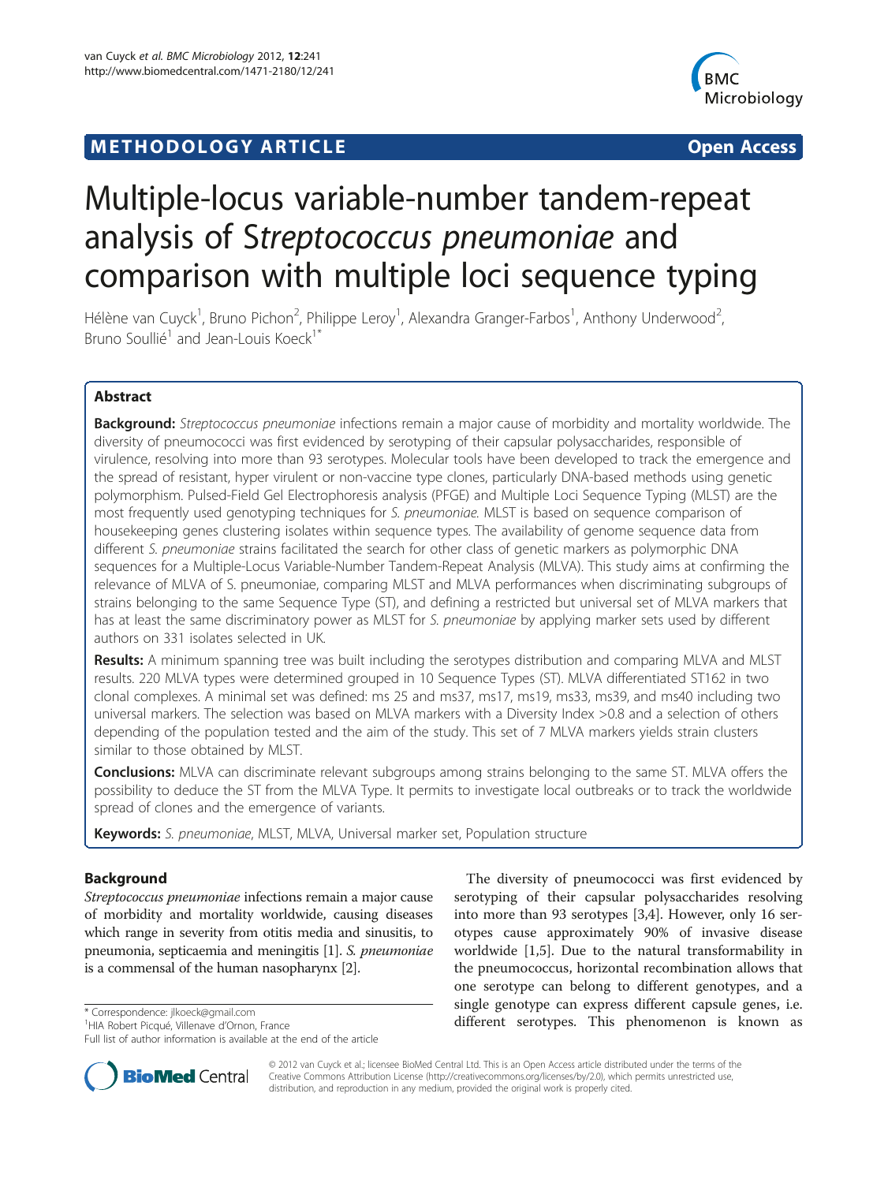**METHODOLOGY ARTICLE** **Open Access**

# Multiple-locus variable-number tandem-repeat analysis of *Streptococcus pneumoniae* and comparison with multiple loci sequence typing

Hélène van Cuyck[1], Bruno Pichon[2], Philippe Leroy[1], Alexandra Granger-Farbos[1], Anthony Underwood[2], Bruno Soullié[1] and Jean-Louis Koeck[1*]

## Abstract

**Background:** *Streptococcus pneumoniae* infections remain a major cause of morbidity and mortality worldwide. The diversity of pneumococci was first evidenced by serotyping of their capsular polysaccharides, responsible of virulence, resolving into more than 93 serotypes. Molecular tools have been developed to track the emergence and the spread of resistant, hyper virulent or non-vaccine type clones, particularly DNA-based methods using genetic polymorphism. Pulsed-Field Gel Electrophoresis analysis (PFGE) and Multiple Loci Sequence Typing (MLST) are the most frequently used genotyping techniques for *S. pneumoniae*. MLST is based on sequence comparison of housekeeping genes clustering isolates within sequence types. The availability of genome sequence data from different *S. pneumoniae* strains facilitated the search for other class of genetic markers as polymorphic DNA sequences for a Multiple-Locus Variable-Number Tandem-Repeat Analysis (MLVA). This study aims at confirming the relevance of MLVA of S. pneumoniae, comparing MLST and MLVA performances when discriminating subgroups of strains belonging to the same Sequence Type (ST), and defining a restricted but universal set of MLVA markers that has at least the same discriminatory power as MLST for *S. pneumoniae* by applying marker sets used by different authors on 331 isolates selected in UK.

**Results:** A minimum spanning tree was built including the serotypes distribution and comparing MLVA and MLST results. 220 MLVA types were determined grouped in 10 Sequence Types (ST). MLVA differentiated ST162 in two clonal complexes. A minimal set was defined: ms 25 and ms37, ms17, ms19, ms33, ms39, and ms40 including two universal markers. The selection was based on MLVA markers with a Diversity Index >0.8 and a selection of others depending of the population tested and the aim of the study. This set of 7 MLVA markers yields strain clusters similar to those obtained by MLST.

**Conclusions:** MLVA can discriminate relevant subgroups among strains belonging to the same ST. MLVA offers the possibility to deduce the ST from the MLVA Type. It permits to investigate local outbreaks or to track the worldwide spread of clones and the emergence of variants.

**Keywords:** *S. pneumoniae*, MLST, MLVA, Universal marker set, Population structure

## Background

*Streptococcus pneumoniae* infections remain a major cause of morbidity and mortality worldwide, causing diseases which range in severity from otitis media and sinusitis, to pneumonia, septicaemia and meningitis [1]. *S. pneumoniae* is a commensal of the human nasopharynx [2].

The diversity of pneumococci was first evidenced by serotyping of their capsular polysaccharides resolving into more than 93 serotypes [3,4]. However, only 16 serotypes cause approximately 90% of invasive disease worldwide [1,5]. Due to the natural transformability in the pneumococcus, horizontal recombination allows that one serotype can belong to different genotypes, and a single genotype can express different capsule genes, i.e. different serotypes. This phenomenon is known as

\* Correspondence: jlkoeck@gmail.com
[1]HIA Robert Picqué, Villenave d'Ornon, France
Full list of author information is available at the end of the article

© 2012 van Cuyck et al.; licensee BioMed Central Ltd. This is an Open Access article distributed under the terms of the Creative Commons Attribution License (http://creativecommons.org/licenses/by/2.0), which permits unrestricted use, distribution, and reproduction in any medium, provided the original work is properly cited.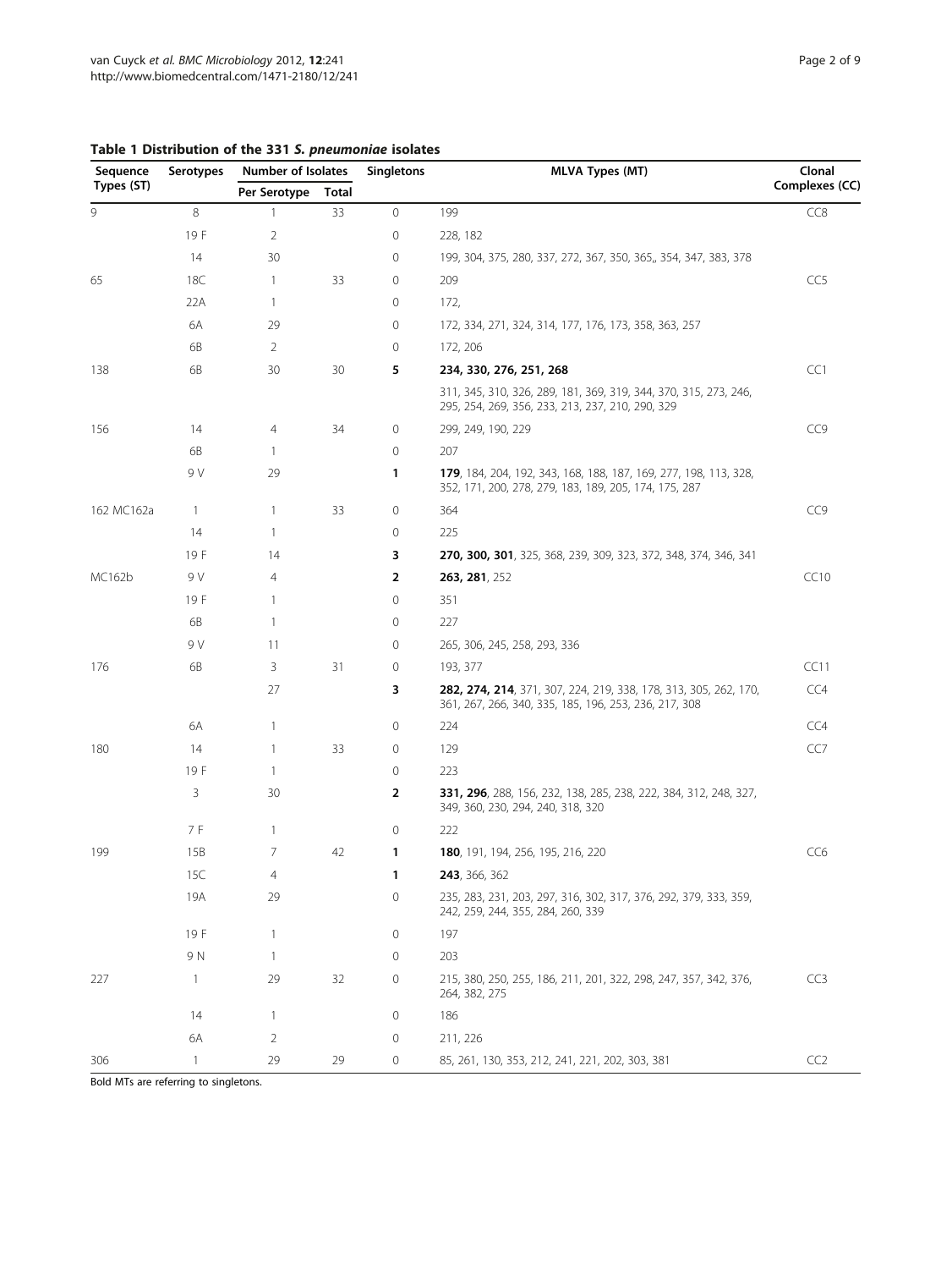**Table 1 Distribution of the 331 *S. pneumoniae* isolates**

| Sequence Types (ST) | Serotypes | Number of Isolates | | Singletons | MLVA Types (MT) | Clonal Complexes (CC) |
|---|---|---|---|---|---|---|
| | | Per Serotype | Total | | | |
| 9 | 8 | 1 | 33 | 0 | 199 | CC8 |
| | 19 F | 2 | | 0 | 228, 182 | |
| | 14 | 30 | | 0 | 199, 304, 375, 280, 337, 272, 367, 350, 365,, 354, 347, 383, 378 | |
| 65 | 18C | 1 | 33 | 0 | 209 | CC5 |
| | 22A | 1 | | 0 | 172, | |
| | 6A | 29 | | 0 | 172, 334, 271, 324, 314, 177, 176, 173, 358, 363, 257 | |
| | 6B | 2 | | 0 | 172, 206 | |
| 138 | 6B | 30 | 30 | **5** | **234, 330, 276, 251, 268** | CC1 |
| | | | | | 311, 345, 310, 326, 289, 181, 369, 319, 344, 370, 315, 273, 246, 295, 254, 269, 356, 233, 213, 237, 210, 290, 329 | |
| 156 | 14 | 4 | 34 | 0 | 299, 249, 190, 229 | CC9 |
| | 6B | 1 | | 0 | 207 | |
| | 9 V | 29 | | **1** | **179**, 184, 204, 192, 343, 168, 188, 187, 169, 277, 198, 113, 328, 352, 171, 200, 278, 279, 183, 189, 205, 174, 175, 287 | |
| 162 MC162a | 1 | 1 | 33 | 0 | 364 | CC9 |
| | 14 | 1 | | 0 | 225 | |
| | 19 F | 14 | | **3** | **270, 300, 301**, 325, 368, 239, 309, 323, 372, 348, 374, 346, 341 | |
| MC162b | 9 V | 4 | | **2** | **263, 281**, 252 | CC10 |
| | 19 F | 1 | | 0 | 351 | |
| | 6B | 1 | | 0 | 227 | |
| | 9 V | 11 | | 0 | 265, 306, 245, 258, 293, 336 | |
| 176 | 6B | 3 | 31 | 0 | 193, 377 | CC11 |
| | | 27 | | **3** | **282, 274, 214**, 371, 307, 224, 219, 338, 178, 313, 305, 262, 170, 361, 267, 266, 340, 335, 185, 196, 253, 236, 217, 308 | CC4 |
| | 6A | 1 | | 0 | 224 | CC4 |
| 180 | 14 | 1 | 33 | 0 | 129 | CC7 |
| | 19 F | 1 | | 0 | 223 | |
| | 3 | 30 | | **2** | **331, 296**, 288, 156, 232, 138, 285, 238, 222, 384, 312, 248, 327, 349, 360, 230, 294, 240, 318, 320 | |
| | 7 F | 1 | | 0 | 222 | |
| 199 | 15B | 7 | 42 | **1** | **180**, 191, 194, 256, 195, 216, 220 | CC6 |
| | 15C | 4 | | **1** | **243**, 366, 362 | |
| | 19A | 29 | | 0 | 235, 283, 231, 203, 297, 316, 302, 317, 376, 292, 379, 333, 359, 242, 259, 244, 355, 284, 260, 339 | |
| | 19 F | 1 | | 0 | 197 | |
| | 9 N | 1 | | 0 | 203 | |
| 227 | 1 | 29 | 32 | 0 | 215, 380, 250, 255, 186, 211, 201, 322, 298, 247, 357, 342, 376, 264, 382, 275 | CC3 |
| | 14 | 1 | | 0 | 186 | |
| | 6A | 2 | | 0 | 211, 226 | |
| 306 | 1 | 29 | 29 | 0 | 85, 261, 130, 353, 212, 241, 221, 202, 303, 381 | CC2 |

Bold MTs are referring to singletons.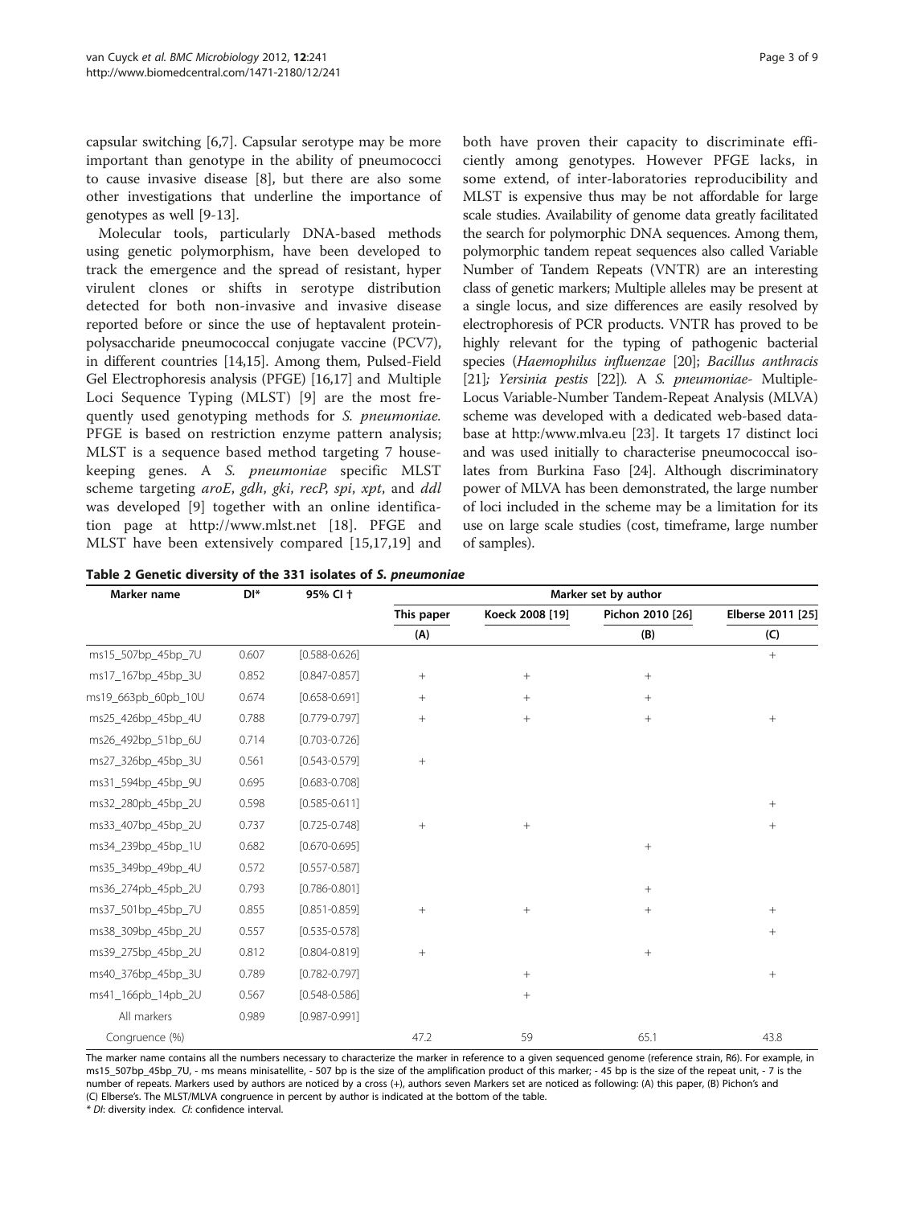capsular switching [6,7]. Capsular serotype may be more important than genotype in the ability of pneumococci to cause invasive disease [8], but there are also some other investigations that underline the importance of genotypes as well [9-13].

Molecular tools, particularly DNA-based methods using genetic polymorphism, have been developed to track the emergence and the spread of resistant, hyper virulent clones or shifts in serotype distribution detected for both non-invasive and invasive disease reported before or since the use of heptavalent protein-polysaccharide pneumococcal conjugate vaccine (PCV7), in different countries [14,15]. Among them, Pulsed-Field Gel Electrophoresis analysis (PFGE) [16,17] and Multiple Loci Sequence Typing (MLST) [9] are the most frequently used genotyping methods for *S. pneumoniae.* PFGE is based on restriction enzyme pattern analysis; MLST is a sequence based method targeting 7 housekeeping genes. A *S. pneumoniae* specific MLST scheme targeting *aroE*, *gdh*, *gki*, *recP*, *spi*, *xpt*, and *ddl* was developed [9] together with an online identification page at http://www.mlst.net [18]. PFGE and MLST have been extensively compared [15,17,19] and both have proven their capacity to discriminate efficiently among genotypes. However PFGE lacks, in some extend, of inter-laboratories reproducibility and MLST is expensive thus may be not affordable for large scale studies. Availability of genome data greatly facilitated the search for polymorphic DNA sequences. Among them, polymorphic tandem repeat sequences also called Variable Number of Tandem Repeats (VNTR) are an interesting class of genetic markers; Multiple alleles may be present at a single locus, and size differences are easily resolved by electrophoresis of PCR products. VNTR has proved to be highly relevant for the typing of pathogenic bacterial species (*Haemophilus influenzae* [20]; *Bacillus anthracis* [21]*; Yersinia pestis* [22]). A *S. pneumoniae-* Multiple-Locus Variable-Number Tandem-Repeat Analysis (MLVA) scheme was developed with a dedicated web-based database at http:/www.mlva.eu [23]. It targets 17 distinct loci and was used initially to characterise pneumococcal isolates from Burkina Faso [24]. Although discriminatory power of MLVA has been demonstrated, the large number of loci included in the scheme may be a limitation for its use on large scale studies (cost, timeframe, large number of samples).

**Table 2 Genetic diversity of the 331 isolates of *S. pneumoniae***

| Marker name | DI* | 95% CI † | Marker set by author | | | |
|---|---|---|---|---|---|---|
| | | | This paper | Koeck 2008 [19] | Pichon 2010 [26] | Elberse 2011 [25] |
| | | | (A) | | (B) | (C) |
| ms15_507bp_45bp_7U | 0.607 | [0.588-0.626] | | | | + |
| ms17_167bp_45bp_3U | 0.852 | [0.847-0.857] | + | + | + | |
| ms19_663pb_60pb_10U | 0.674 | [0.658-0.691] | + | + | + | |
| ms25_426bp_45bp_4U | 0.788 | [0.779-0.797] | + | + | + | + |
| ms26_492bp_51bp_6U | 0.714 | [0.703-0.726] | | | | |
| ms27_326bp_45bp_3U | 0.561 | [0.543-0.579] | + | | | |
| ms31_594bp_45bp_9U | 0.695 | [0.683-0.708] | | | | |
| ms32_280pb_45bp_2U | 0.598 | [0.585-0.611] | | | | + |
| ms33_407bp_45bp_2U | 0.737 | [0.725-0.748] | + | + | | + |
| ms34_239bp_45bp_1U | 0.682 | [0.670-0.695] | | | + | |
| ms35_349bp_49bp_4U | 0.572 | [0.557-0.587] | | | | |
| ms36_274pb_45bp_2U | 0.793 | [0.786-0.801] | | | + | |
| ms37_501bp_45bp_7U | 0.855 | [0.851-0.859] | + | + | + | + |
| ms38_309bp_45bp_2U | 0.557 | [0.535-0.578] | | | | + |
| ms39_275bp_45bp_2U | 0.812 | [0.804-0.819] | + | | + | |
| ms40_376bp_45bp_3U | 0.789 | [0.782-0.797] | | + | | + |
| ms41_166pb_14pb_2U | 0.567 | [0.548-0.586] | | + | | |
| All markers | 0.989 | [0.987-0.991] | | | | |
| Congruence (%) | | | 47.2 | 59 | 65.1 | 43.8 |

The marker name contains all the numbers necessary to characterize the marker in reference to a given sequenced genome (reference strain, R6). For example, in ms15_507bp_45bp_7U, - ms means minisatellite, - 507 bp is the size of the amplification product of this marker; - 45 bp is the size of the repeat unit, - 7 is the number of repeats. Markers used by authors are noticed by a cross (+), authors seven Markers set are noticed as following: (A) this paper, (B) Pichon's and (C) Elberse's. The MLST/MLVA congruence in percent by author is indicated at the bottom of the table.

\* *DI*: diversity index. *CI*: confidence interval.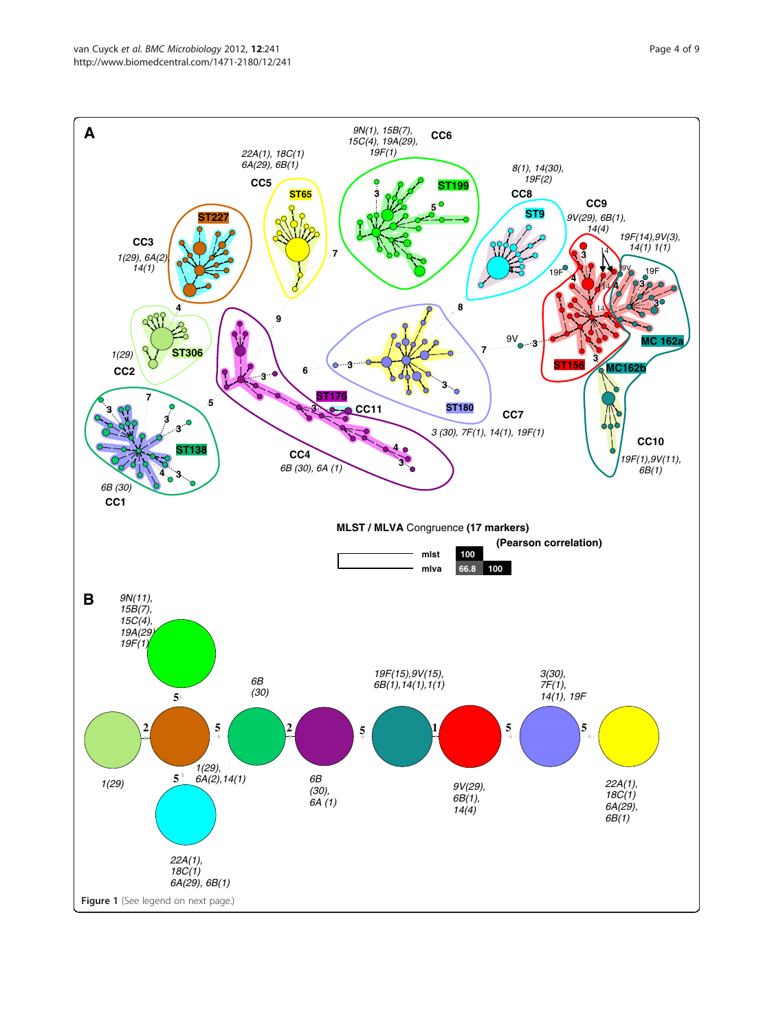A

9N(1), 15B(7), 15C(4), 19A(29), 19F(1)
CC6

22A(1), 18C(1)
6A(29), 6B(1)
CC5

8(1), 14(30), 19F(2)
CC8

CC9
9V(29), 6B(1), 14(4)

19F(14),9V(3), 14(1) 1(1)

ST65
ST199
ST227
ST9

CC3
1(29), 6A(2), 14(1)

MC 162a
MC162b
ST156
ST306

1(29)
CC2

ST176
CC11
ST180
CC7
3 (30), 7F(1), 14(1), 19F(1)

ST138

CC4
6B (30), 6A (1)

CC10
19F(1),9V(11), 6B(1)

6B (30)
CC1

MLST / MLVA Congruence (17 markers)
(Pearson correlation)
mlst 100
mlva 66.8 100

B

9N(11), 15B(7), 15C(4), 19A(29), 19F(1)

6B (30)

19F(15),9V(15), 6B(1),14(1),1(1)

3(30), 7F(1), 14(1), 19F

1(29)

1(29), 6A(2),14(1)

6B (30), 6A (1)

9V(29), 6B(1), 14(4)

22A(1), 18C(1) 6A(29), 6B(1)

22A(1), 18C(1) 6A(29), 6B(1)

Figure 1 (See legend on next page.)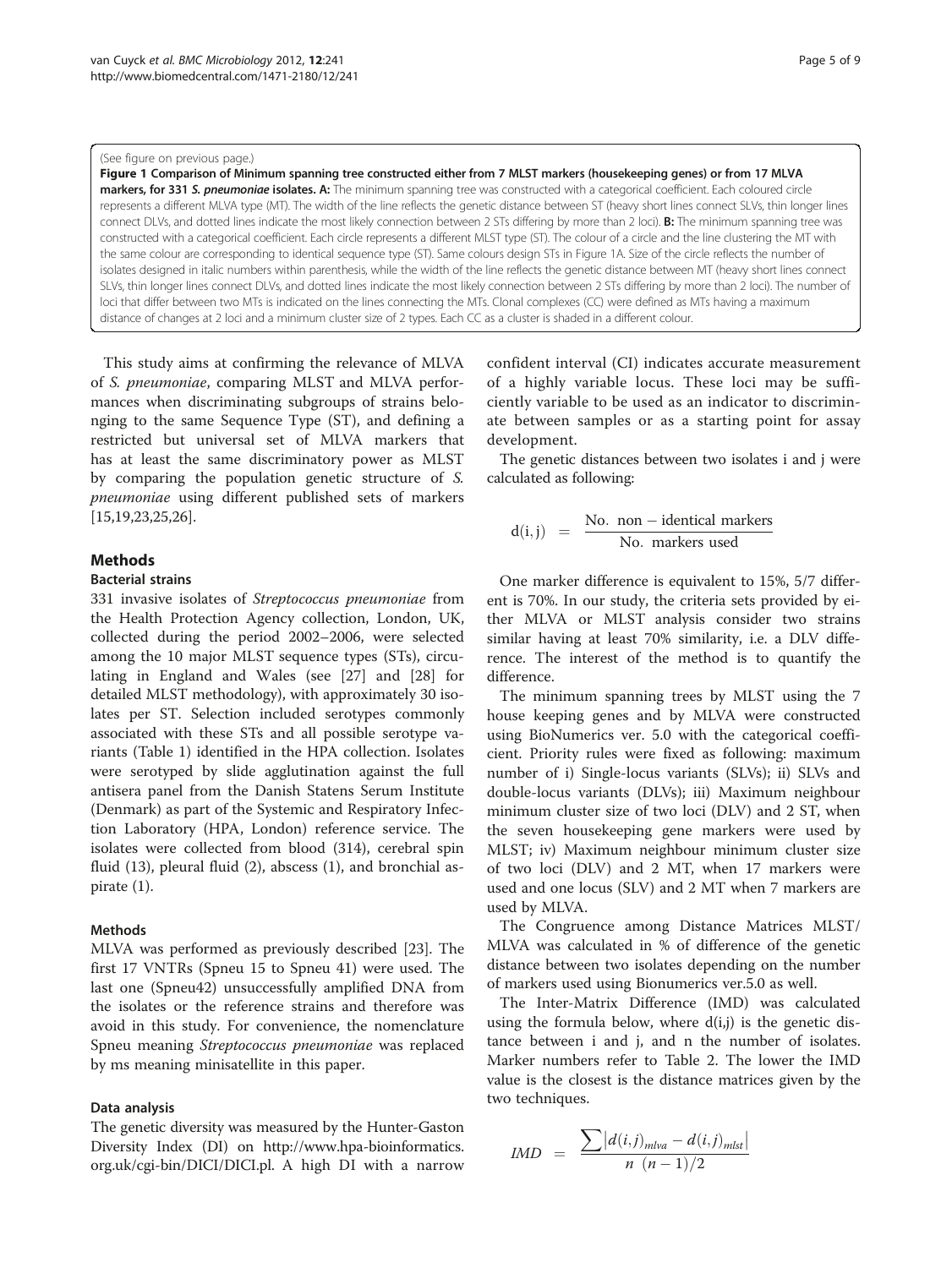(See figure on previous page.)

**Figure 1 Comparison of Minimum spanning tree constructed either from 7 MLST markers (housekeeping genes) or from 17 MLVA markers, for 331 *S. pneumoniae* isolates. A:** The minimum spanning tree was constructed with a categorical coefficient. Each coloured circle represents a different MLVA type (MT). The width of the line reflects the genetic distance between ST (heavy short lines connect SLVs, thin longer lines connect DLVs, and dotted lines indicate the most likely connection between 2 STs differing by more than 2 loci). **B:** The minimum spanning tree was constructed with a categorical coefficient. Each circle represents a different MLST type (ST). The colour of a circle and the line clustering the MT with the same colour are corresponding to identical sequence type (ST). Same colours design STs in Figure 1A. Size of the circle reflects the number of isolates designed in italic numbers within parenthesis, while the width of the line reflects the genetic distance between MT (heavy short lines connect SLVs, thin longer lines connect DLVs, and dotted lines indicate the most likely connection between 2 STs differing by more than 2 loci). The number of loci that differ between two MTs is indicated on the lines connecting the MTs. Clonal complexes (CC) were defined as MTs having a maximum distance of changes at 2 loci and a minimum cluster size of 2 types. Each CC as a cluster is shaded in a different colour.

This study aims at confirming the relevance of MLVA of *S. pneumoniae*, comparing MLST and MLVA performances when discriminating subgroups of strains belonging to the same Sequence Type (ST), and defining a restricted but universal set of MLVA markers that has at least the same discriminatory power as MLST by comparing the population genetic structure of *S. pneumoniae* using different published sets of markers [15,19,23,25,26].

## Methods

### Bacterial strains

331 invasive isolates of *Streptococcus pneumoniae* from the Health Protection Agency collection, London, UK, collected during the period 2002–2006, were selected among the 10 major MLST sequence types (STs), circulating in England and Wales (see [27] and [28] for detailed MLST methodology), with approximately 30 isolates per ST. Selection included serotypes commonly associated with these STs and all possible serotype variants (Table 1) identified in the HPA collection. Isolates were serotyped by slide agglutination against the full antisera panel from the Danish Statens Serum Institute (Denmark) as part of the Systemic and Respiratory Infection Laboratory (HPA, London) reference service. The isolates were collected from blood (314), cerebral spin fluid (13), pleural fluid (2), abscess (1), and bronchial aspirate (1).

### Methods

MLVA was performed as previously described [23]. The first 17 VNTRs (Spneu 15 to Spneu 41) were used. The last one (Spneu42) unsuccessfully amplified DNA from the isolates or the reference strains and therefore was avoid in this study. For convenience, the nomenclature Spneu meaning *Streptococcus pneumoniae* was replaced by ms meaning minisatellite in this paper.

### Data analysis

The genetic diversity was measured by the Hunter-Gaston Diversity Index (DI) on http://www.hpa-bioinformatics.org.uk/cgi-bin/DICI/DICI.pl. A high DI with a narrow confident interval (CI) indicates accurate measurement of a highly variable locus. These loci may be sufficiently variable to be used as an indicator to discriminate between samples or as a starting point for assay development.

The genetic distances between two isolates i and j were calculated as following:

$$d(i,j) = \frac{\text{No. non} - \text{identical markers}}{\text{No. markers used}}$$

One marker difference is equivalent to 15%, 5/7 different is 70%. In our study, the criteria sets provided by either MLVA or MLST analysis consider two strains similar having at least 70% similarity, i.e. a DLV difference. The interest of the method is to quantify the difference.

The minimum spanning trees by MLST using the 7 house keeping genes and by MLVA were constructed using BioNumerics ver. 5.0 with the categorical coefficient. Priority rules were fixed as following: maximum number of i) Single-locus variants (SLVs); ii) SLVs and double-locus variants (DLVs); iii) Maximum neighbour minimum cluster size of two loci (DLV) and 2 ST, when the seven housekeeping gene markers were used by MLST; iv) Maximum neighbour minimum cluster size of two loci (DLV) and 2 MT, when 17 markers were used and one locus (SLV) and 2 MT when 7 markers are used by MLVA.

The Congruence among Distance Matrices MLST/MLVA was calculated in % of difference of the genetic distance between two isolates depending on the number of markers used using Bionumerics ver.5.0 as well.

The Inter-Matrix Difference (IMD) was calculated using the formula below, where d(i,j) is the genetic distance between i and j, and n the number of isolates. Marker numbers refer to Table 2. The lower the IMD value is the closest is the distance matrices given by the two techniques.

$$IMD = \frac{\sum \left| d(i,j)_{mlva} - d(i,j)_{mlst} \right|}{n\ (n-1)/2}$$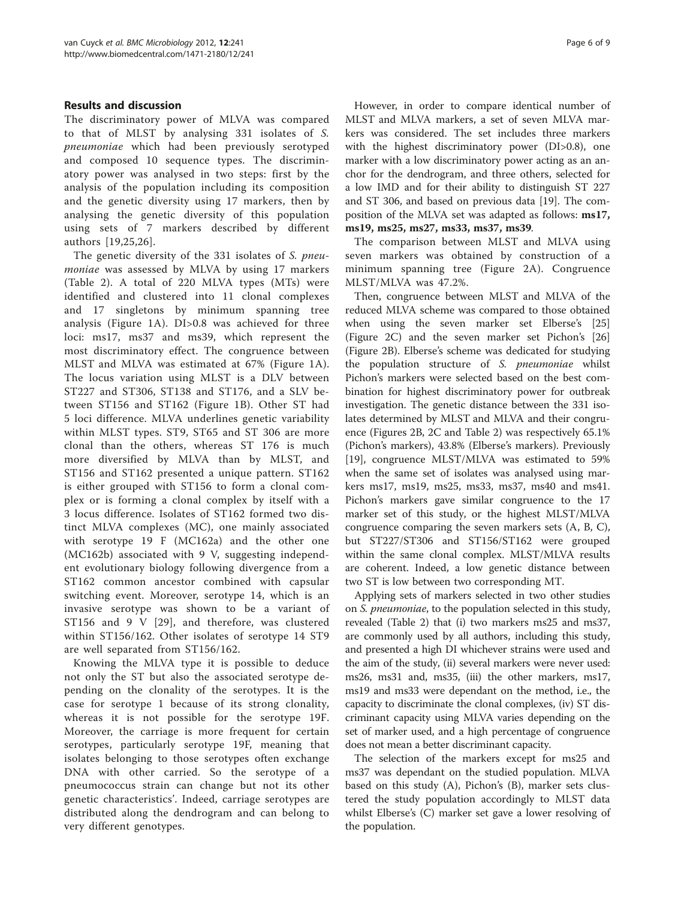## Results and discussion

The discriminatory power of MLVA was compared to that of MLST by analysing 331 isolates of *S. pneumoniae* which had been previously serotyped and composed 10 sequence types. The discriminatory power was analysed in two steps: first by the analysis of the population including its composition and the genetic diversity using 17 markers, then by analysing the genetic diversity of this population using sets of 7 markers described by different authors [19,25,26].

The genetic diversity of the 331 isolates of *S. pneumoniae* was assessed by MLVA by using 17 markers (Table 2). A total of 220 MLVA types (MTs) were identified and clustered into 11 clonal complexes and 17 singletons by minimum spanning tree analysis (Figure 1A). DI>0.8 was achieved for three loci: ms17, ms37 and ms39, which represent the most discriminatory effect. The congruence between MLST and MLVA was estimated at 67% (Figure 1A). The locus variation using MLST is a DLV between ST227 and ST306, ST138 and ST176, and a SLV between ST156 and ST162 (Figure 1B). Other ST had 5 loci difference. MLVA underlines genetic variability within MLST types. ST9, ST65 and ST 306 are more clonal than the others, whereas ST 176 is much more diversified by MLVA than by MLST, and ST156 and ST162 presented a unique pattern. ST162 is either grouped with ST156 to form a clonal complex or is forming a clonal complex by itself with a 3 locus difference. Isolates of ST162 formed two distinct MLVA complexes (MC), one mainly associated with serotype 19 F (MC162a) and the other one (MC162b) associated with 9 V, suggesting independent evolutionary biology following divergence from a ST162 common ancestor combined with capsular switching event. Moreover, serotype 14, which is an invasive serotype was shown to be a variant of ST156 and 9 V [29], and therefore, was clustered within ST156/162. Other isolates of serotype 14 ST9 are well separated from ST156/162.

Knowing the MLVA type it is possible to deduce not only the ST but also the associated serotype depending on the clonality of the serotypes. It is the case for serotype 1 because of its strong clonality, whereas it is not possible for the serotype 19F. Moreover, the carriage is more frequent for certain serotypes, particularly serotype 19F, meaning that isolates belonging to those serotypes often exchange DNA with other carried. So the serotype of a pneumococcus strain can change but not its other genetic characteristics'. Indeed, carriage serotypes are distributed along the dendrogram and can belong to very different genotypes.

However, in order to compare identical number of MLST and MLVA markers, a set of seven MLVA markers was considered. The set includes three markers with the highest discriminatory power (DI>0.8), one marker with a low discriminatory power acting as an anchor for the dendrogram, and three others, selected for a low IMD and for their ability to distinguish ST 227 and ST 306, and based on previous data [19]. The composition of the MLVA set was adapted as follows: **ms17, ms19, ms25, ms27, ms33, ms37, ms39**.

The comparison between MLST and MLVA using seven markers was obtained by construction of a minimum spanning tree (Figure 2A). Congruence MLST/MLVA was 47.2%.

Then, congruence between MLST and MLVA of the reduced MLVA scheme was compared to those obtained when using the seven marker set Elberse's [25] (Figure 2C) and the seven marker set Pichon's [26] (Figure 2B). Elberse's scheme was dedicated for studying the population structure of *S. pneumoniae* whilst Pichon's markers were selected based on the best combination for highest discriminatory power for outbreak investigation. The genetic distance between the 331 isolates determined by MLST and MLVA and their congruence (Figures 2B, 2C and Table 2) was respectively 65.1% (Pichon's markers), 43.8% (Elberse's markers). Previously [19], congruence MLST/MLVA was estimated to 59% when the same set of isolates was analysed using markers ms17, ms19, ms25, ms33, ms37, ms40 and ms41. Pichon's markers gave similar congruence to the 17 marker set of this study, or the highest MLST/MLVA congruence comparing the seven markers sets (A, B, C), but ST227/ST306 and ST156/ST162 were grouped within the same clonal complex. MLST/MLVA results are coherent. Indeed, a low genetic distance between two ST is low between two corresponding MT.

Applying sets of markers selected in two other studies on *S. pneumoniae*, to the population selected in this study, revealed (Table 2) that (i) two markers ms25 and ms37, are commonly used by all authors, including this study, and presented a high DI whichever strains were used and the aim of the study, (ii) several markers were never used: ms26, ms31 and, ms35, (iii) the other markers, ms17, ms19 and ms33 were dependant on the method, i.e., the capacity to discriminate the clonal complexes, (iv) ST discriminant capacity using MLVA varies depending on the set of marker used, and a high percentage of congruence does not mean a better discriminant capacity.

The selection of the markers except for ms25 and ms37 was dependant on the studied population. MLVA based on this study (A), Pichon's (B), marker sets clustered the study population accordingly to MLST data whilst Elberse's (C) marker set gave a lower resolving of the population.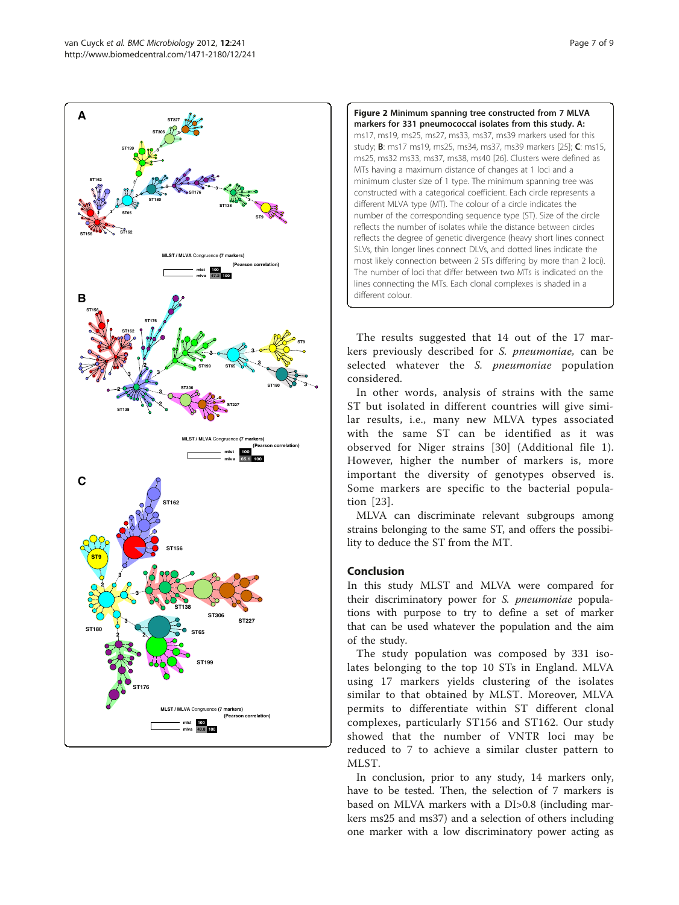A

ST227
ST306
ST199
ST162
ST180
ST176
ST138
ST65
ST9
ST156
ST162

MLST / MLVA Congruence (7 markers)
(Pearson correlation)
mlst 100
mlva 47.2 100

B

ST156
ST176
ST162
ST199
ST65
ST9
ST180
ST306
ST227
ST138

MLST / MLVA Congruence (7 markers)
(Pearson correlation)
mlst 100
mlva 65.1 100

C

ST162
ST156
ST9
ST138
ST306
ST227
ST180
ST65
ST199
ST176

MLST / MLVA Congruence (7 markers)
(Pearson correlation)
mlst 100
mlva 43.8 100

**Figure 2 Minimum spanning tree constructed from 7 MLVA markers for 331 pneumococcal isolates from this study. A:** ms17, ms19, ms25, ms27, ms33, ms37, ms39 markers used for this study; **B**: ms17 ms19, ms25, ms34, ms37, ms39 markers [25]; **C**: ms15, ms25, ms32 ms33, ms37, ms38, ms40 [26]. Clusters were defined as MTs having a maximum distance of changes at 1 loci and a minimum cluster size of 1 type. The minimum spanning tree was constructed with a categorical coefficient. Each circle represents a different MLVA type (MT). The colour of a circle indicates the number of the corresponding sequence type (ST). Size of the circle reflects the number of isolates while the distance between circles reflects the degree of genetic divergence (heavy short lines connect SLVs, thin longer lines connect DLVs, and dotted lines indicate the most likely connection between 2 STs differing by more than 2 loci). The number of loci that differ between two MTs is indicated on the lines connecting the MTs. Each clonal complexes is shaded in a different colour.

The results suggested that 14 out of the 17 markers previously described for *S. pneumoniae*, can be selected whatever the *S. pneumoniae* population considered.

In other words, analysis of strains with the same ST but isolated in different countries will give similar results, i.e., many new MLVA types associated with the same ST can be identified as it was observed for Niger strains [30] (Additional file 1). However, higher the number of markers is, more important the diversity of genotypes observed is. Some markers are specific to the bacterial population [23].

MLVA can discriminate relevant subgroups among strains belonging to the same ST, and offers the possibility to deduce the ST from the MT.

## Conclusion

In this study MLST and MLVA were compared for their discriminatory power for *S. pneumoniae* populations with purpose to try to define a set of marker that can be used whatever the population and the aim of the study.

The study population was composed by 331 isolates belonging to the top 10 STs in England. MLVA using 17 markers yields clustering of the isolates similar to that obtained by MLST. Moreover, MLVA permits to differentiate within ST different clonal complexes, particularly ST156 and ST162. Our study showed that the number of VNTR loci may be reduced to 7 to achieve a similar cluster pattern to MLST.

In conclusion, prior to any study, 14 markers only, have to be tested. Then, the selection of 7 markers is based on MLVA markers with a DI>0.8 (including markers ms25 and ms37) and a selection of others including one marker with a low discriminatory power acting as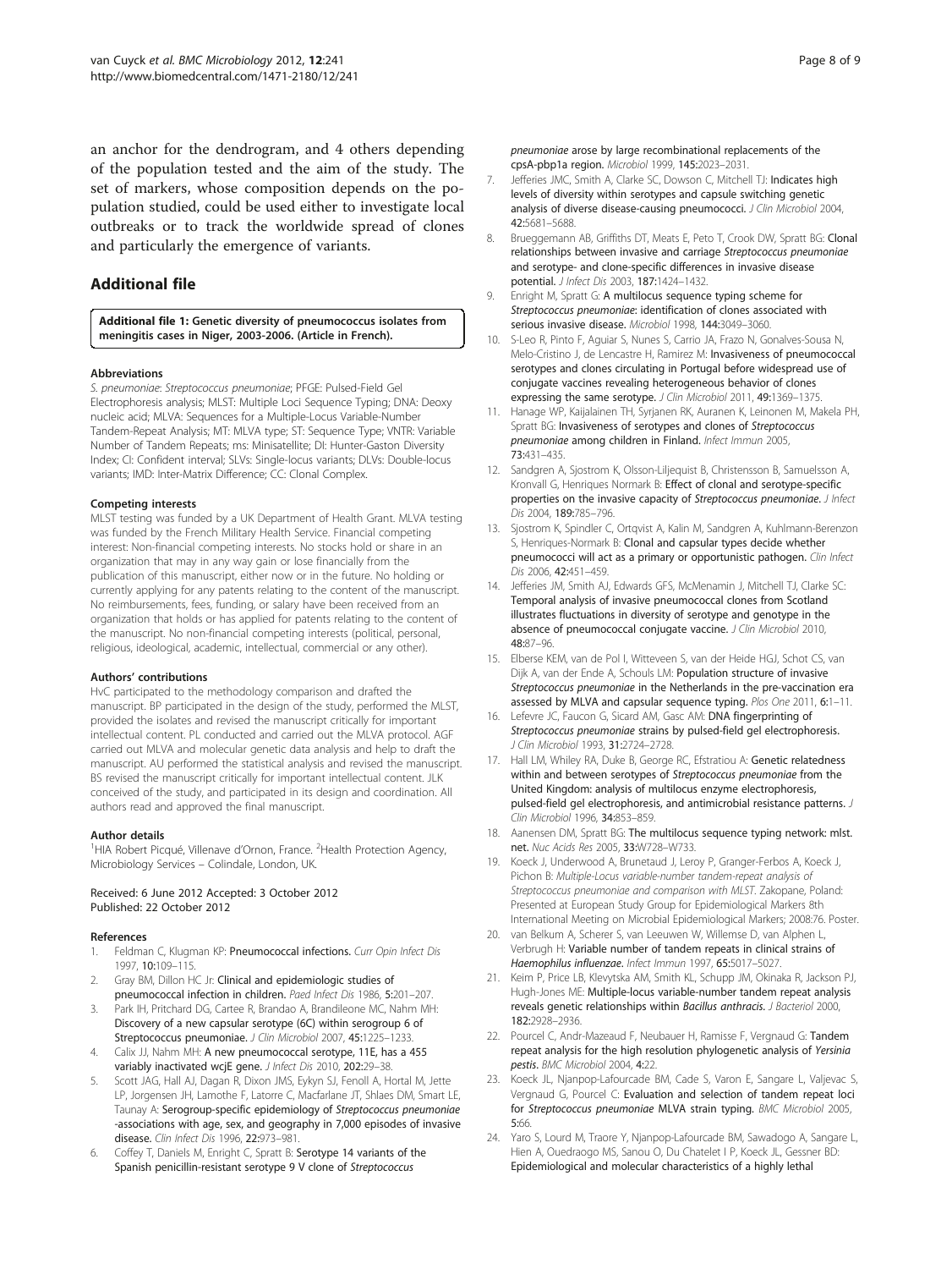an anchor for the dendrogram, and 4 others depending of the population tested and the aim of the study. The set of markers, whose composition depends on the population studied, could be used either to investigate local outbreaks or to track the worldwide spread of clones and particularly the emergence of variants.

## Additional file

**Additional file 1: Genetic diversity of pneumococcus isolates from meningitis cases in Niger, 2003-2006. (Article in French).**

#### Abbreviations

*S. pneumoniae*: *Streptococcus pneumoniae*; PFGE: Pulsed-Field Gel Electrophoresis analysis; MLST: Multiple Loci Sequence Typing; DNA: Deoxy nucleic acid; MLVA: Sequences for a Multiple-Locus Variable-Number Tandem-Repeat Analysis; MT: MLVA type; ST: Sequence Type; VNTR: Variable Number of Tandem Repeats; ms: Minisatellite; DI: Hunter-Gaston Diversity Index; CI: Confident interval; SLVs: Single-locus variants; DLVs: Double-locus variants; IMD: Inter-Matrix Difference; CC: Clonal Complex.

#### Competing interests

MLST testing was funded by a UK Department of Health Grant. MLVA testing was funded by the French Military Health Service. Financial competing interest: Non-financial competing interests. No stocks hold or share in an organization that may in any way gain or lose financially from the publication of this manuscript, either now or in the future. No holding or currently applying for any patents relating to the content of the manuscript. No reimbursements, fees, funding, or salary have been received from an organization that holds or has applied for patents relating to the content of the manuscript. No non-financial competing interests (political, personal, religious, ideological, academic, intellectual, commercial or any other).

#### Authors' contributions

HvC participated to the methodology comparison and drafted the manuscript. BP participated in the design of the study, performed the MLST, provided the isolates and revised the manuscript critically for important intellectual content. PL conducted and carried out the MLVA protocol. AGF carried out MLVA and molecular genetic data analysis and help to draft the manuscript. AU performed the statistical analysis and revised the manuscript. BS revised the manuscript critically for important intellectual content. JLK conceived of the study, and participated in its design and coordination. All authors read and approved the final manuscript.

#### Author details

[1]HIA Robert Picqué, Villenave d'Ornon, France. [2]Health Protection Agency, Microbiology Services – Colindale, London, UK.

Received: 6 June 2012 Accepted: 3 October 2012
Published: 22 October 2012

#### References

1. Feldman C, Klugman KP: **Pneumococcal infections.** *Curr Opin Infect Dis* 1997, **10:**109–115.
2. Gray BM, Dillon HC Jr: **Clinical and epidemiologic studies of pneumococcal infection in children.** *Paed Infect Dis* 1986, **5:**201–207.
3. Park IH, Pritchard DG, Cartee R, Brandao A, Brandileone MC, Nahm MH: **Discovery of a new capsular serotype (6C) within serogroup 6 of Streptococcus pneumoniae.** *J Clin Microbiol* 2007, **45:**1225–1233.
4. Calix JJ, Nahm MH: **A new pneumococcal serotype, 11E, has a 455 variably inactivated wcjE gene.** *J Infect Dis* 2010, **202:**29–38.
5. Scott JAG, Hall AJ, Dagan R, Dixon JMS, Eykyn SJ, Fenoll A, Hortal M, Jette LP, Jorgensen JH, Lamothe F, Latorre C, Macfarlane JT, Shlaes DM, Smart LE, Taunay A: **Serogroup-specific epidemiology of *Streptococcus pneumoniae* -associations with age, sex, and geography in 7,000 episodes of invasive disease.** *Clin Infect Dis* 1996, **22:**973–981.
6. Coffey T, Daniels M, Enright C, Spratt B: **Serotype 14 variants of the Spanish penicillin-resistant serotype 9 V clone of *Streptococcus pneumoniae* arose by large recombinational replacements of the cpsA-pbp1a region.** *Microbiol* 1999, **145:**2023–2031.
7. Jefferies JMC, Smith A, Clarke SC, Dowson C, Mitchell TJ: **Indicates high levels of diversity within serotypes and capsule switching genetic analysis of diverse disease-causing pneumococci.** *J Clin Microbiol* 2004, **42:**5681–5688.
8. Brueggemann AB, Griffiths DT, Meats E, Peto T, Crook DW, Spratt BG: **Clonal relationships between invasive and carriage *Streptococcus pneumoniae* and serotype- and clone-specific differences in invasive disease potential.** *J Infect Dis* 2003, **187:**1424–1432.
9. Enright M, Spratt G: **A multilocus sequence typing scheme for *Streptococcus pneumoniae*: identification of clones associated with serious invasive disease.** *Microbiol* 1998, **144:**3049–3060.
10. S-Leo R, Pinto F, Aguiar S, Nunes S, Carrio JA, Frazo N, Gonalves-Sousa N, Melo-Cristino J, de Lencastre H, Ramirez M: **Invasiveness of pneumococcal serotypes and clones circulating in Portugal before widespread use of conjugate vaccines revealing heterogeneous behavior of clones expressing the same serotype.** *J Clin Microbiol* 2011, **49:**1369–1375.
11. Hanage WP, Kaijalainen TH, Syrjanen RK, Auranen K, Leinonen M, Makela PH, Spratt BG: **Invasiveness of serotypes and clones of *Streptococcus pneumoniae* among children in Finland.** *Infect Immun* 2005, **73:**431–435.
12. Sandgren A, Sjostrom K, Olsson-Liljequist B, Christensson B, Samuelsson A, Kronvall G, Henriques Normark B: **Effect of clonal and serotype-specific properties on the invasive capacity of *Streptococcus pneumoniae*.** *J Infect Dis* 2004, **189:**785–796.
13. Sjostrom K, Spindler C, Ortqvist A, Kalin M, Sandgren A, Kuhlmann-Berenzon S, Henriques-Normark B: **Clonal and capsular types decide whether pneumococci will act as a primary or opportunistic pathogen.** *Clin Infect Dis* 2006, **42:**451–459.
14. Jefferies JM, Smith AJ, Edwards GFS, McMenamin J, Mitchell TJ, Clarke SC: **Temporal analysis of invasive pneumococcal clones from Scotland illustrates fluctuations in diversity of serotype and genotype in the absence of pneumococcal conjugate vaccine.** *J Clin Microbiol* 2010, **48:**87–96.
15. Elberse KEM, van de Pol I, Witteveen S, van der Heide HGJ, Schot CS, van Dijk A, van der Ende A, Schouls LM: **Population structure of invasive *Streptococcus pneumoniae* in the Netherlands in the pre-vaccination era assessed by MLVA and capsular sequence typing.** *Plos One* 2011, **6:**1–11.
16. Lefevre JC, Faucon G, Sicard AM, Gasc AM: **DNA fingerprinting of *Streptococcus pneumoniae* strains by pulsed-field gel electrophoresis.** *J Clin Microbiol* 1993, **31:**2724–2728.
17. Hall LM, Whiley RA, Duke B, George RC, Efstratiou A: **Genetic relatedness within and between serotypes of *Streptococcus pneumoniae* from the United Kingdom: analysis of multilocus enzyme electrophoresis, pulsed-field gel electrophoresis, and antimicrobial resistance patterns.** *J Clin Microbiol* 1996, **34:**853–859.
18. Aanensen DM, Spratt BG: **The multilocus sequence typing network: mlst. net.** *Nuc Acids Res* 2005, **33:**W728–W733.
19. Koeck J, Underwood A, Brunetaud J, Leroy P, Granger-Ferbos A, Koeck J, Pichon B: *Multiple-Locus variable-number tandem-repeat analysis of Streptococcus pneumoniae and comparison with MLST*. Zakopane, Poland: Presented at European Study Group for Epidemiological Markers 8th International Meeting on Microbial Epidemiological Markers; 2008:76. Poster.
20. van Belkum A, Scherer S, van Leeuwen W, Willemse D, van Alphen L, Verbrugh H: **Variable number of tandem repeats in clinical strains of *Haemophilus influenzae*.** *Infect Immun* 1997, **65:**5017–5027.
21. Keim P, Price LB, Klevytska AM, Smith KL, Schupp JM, Okinaka R, Jackson PJ, Hugh-Jones ME: **Multiple-locus variable-number tandem repeat analysis reveals genetic relationships within *Bacillus anthracis*.** *J Bacteriol* 2000, **182:**2928–2936.
22. Pourcel C, Andr-Mazeaud F, Neubauer H, Ramisse F, Vergnaud G: **Tandem repeat analysis for the high resolution phylogenetic analysis of *Yersinia pestis*.** *BMC Microbiol* 2004, **4:**22.
23. Koeck JL, Njanpop-Lafourcade BM, Cade S, Varon E, Sangare L, Valjevac S, Vergnaud G, Pourcel C: **Evaluation and selection of tandem repeat loci for *Streptococcus pneumoniae* MLVA strain typing.** *BMC Microbiol* 2005, **5:**66.
24. Yaro S, Lourd M, Traore Y, Njanpop-Lafourcade BM, Sawadogo A, Sangare L, Hien A, Ouedraogo MS, Sanou O, Du Chatelet I P, Koeck JL, Gessner BD: **Epidemiological and molecular characteristics of a highly lethal**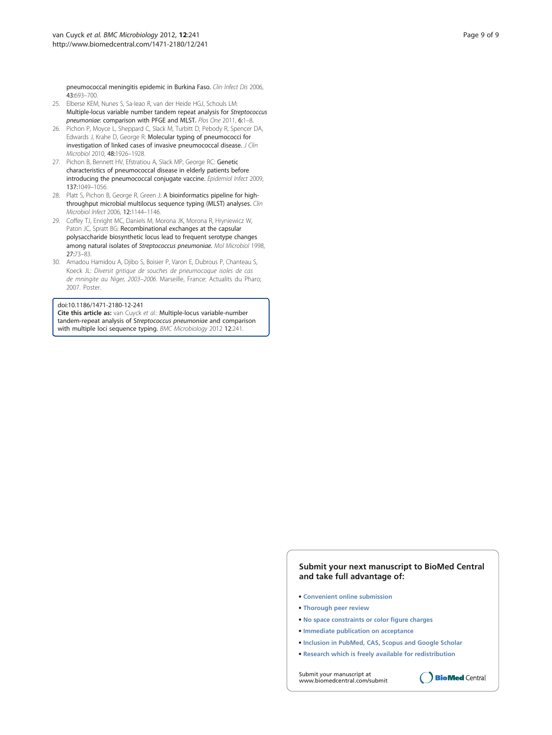pneumococcal meningitis epidemic in Burkina Faso. *Clin Infect Dis* 2006, **43:**693–700.

25. Elberse KEM, Nunes S, Sa-leao R, van der Heide HGJ, Schouls LM: **Multiple-locus variable number tandem repeat analysis for** ***Streptococcus pneumoniae*****: comparison with PFGE and MLST.** *Plos One* 2011, **6:**1–8.
26. Pichon P, Moyce L, Sheppard C, Slack M, Turbitt D, Pebody R, Spencer DA, Edwards J, Krahe D, George R: **Molecular typing of pneumococci for investigation of linked cases of invasive pneumococcal disease.** *J Clin Microbiol* 2010, **48:**1926–1928.
27. Pichon B, Bennett HV, Efstratiou A, Slack MP, George RC: **Genetic characteristics of pneumococcal disease in elderly patients before introducing the pneumococcal conjugate vaccine.** *Epidemiol Infect* 2009, **137:**1049–1056.
28. Platt S, Pichon B, George R, Green J: **A bioinformatics pipeline for high-throughput microbial multilocus sequence typing (MLST) analyses.** *Clin Microbiol Infect* 2006, **12:**1144–1146.
29. Coffey TJ, Enright MC, Daniels M, Morona JK, Morona R, Hryniewicz W, Paton JC, Spratt BG: **Recombinational exchanges at the capsular polysaccharide biosynthetic locus lead to frequent serotype changes among natural isolates of** ***Streptococcus pneumoniae*****.** *Mol Microbiol* 1998, **27:**73–83.
30. Amadou Hamidou A, Djibo S, Boisier P, Varon E, Dubrous P, Chanteau S, Koeck JL: *Diversit gntique de souches de pneumocoque isoles de cas de mningite au Niger, 2003–2006.* Marseille, France: Actualits du Pharo; 2007. Poster.

doi:10.1186/1471-2180-12-241
**Cite this article as:** van Cuyck *et al.*: **Multiple-locus variable-number tandem-repeat analysis of** ***Streptococcus pneumoniae*** **and comparison with multiple loci sequence typing.** *BMC Microbiology* 2012 **12**:241.

**Submit your next manuscript to BioMed Central and take full advantage of:**

- **Convenient online submission**
- **Thorough peer review**
- **No space constraints or color figure charges**
- **Immediate publication on acceptance**
- **Inclusion in PubMed, CAS, Scopus and Google Scholar**
- **Research which is freely available for redistribution**

Submit your manuscript at
www.biomedcentral.com/submit

BioMed Central